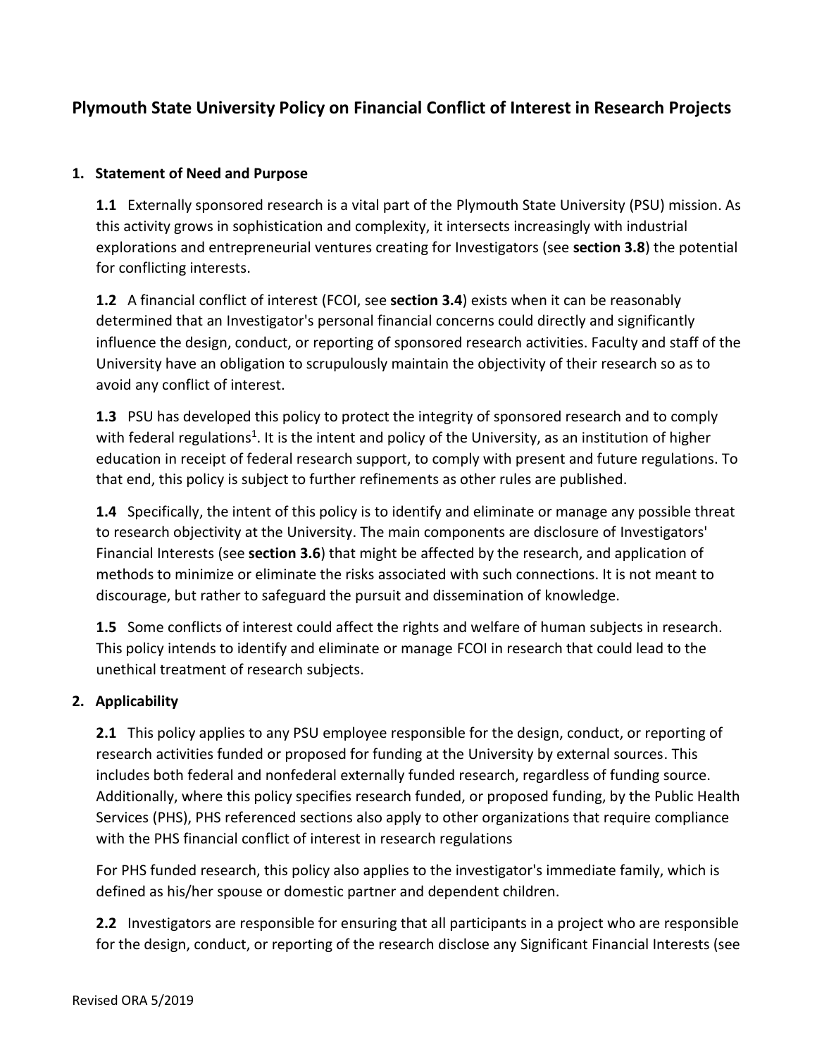# Plymouth State University Policy on Financial Conflict of Interest in Research Projects

## 1. Statement of Need and Purpose

**1.1** Externally sponsored research is a vital part of the Plymouth State University (PSU) mission. As this activity grows in sophistication and complexity, it intersects increasingly with industrial explorations and entrepreneurial ventures creating for Investigators (see **section 3.8**) the potential for conflicting interests.

**1.2** A financial conflict of interest (FCOI, see **section 3.4**) exists when it can be reasonably determined that an Investigator's personal financial concerns could directly and significantly influence the design, conduct, or reporting of sponsored research activities. Faculty and staff of the University have an obligation to scrupulously maintain the objectivity of their research so as to avoid any conflict of interest.

**1.3** PSU has developed this policy to protect the integrity of sponsored research and to comply with federal regulations[1]. It is the intent and policy of the University, as an institution of higher education in receipt of federal research support, to comply with present and future regulations. To that end, this policy is subject to further refinements as other rules are published.

**1.4** Specifically, the intent of this policy is to identify and eliminate or manage any possible threat to research objectivity at the University. The main components are disclosure of Investigators' Financial Interests (see **section 3.6**) that might be affected by the research, and application of methods to minimize or eliminate the risks associated with such connections. It is not meant to discourage, but rather to safeguard the pursuit and dissemination of knowledge.

**1.5** Some conflicts of interest could affect the rights and welfare of human subjects in research. This policy intends to identify and eliminate or manage FCOI in research that could lead to the unethical treatment of research subjects.

## 2. Applicability

**2.1** This policy applies to any PSU employee responsible for the design, conduct, or reporting of research activities funded or proposed for funding at the University by external sources. This includes both federal and nonfederal externally funded research, regardless of funding source. Additionally, where this policy specifies research funded, or proposed funding, by the Public Health Services (PHS), PHS referenced sections also apply to other organizations that require compliance with the PHS financial conflict of interest in research regulations

For PHS funded research, this policy also applies to the investigator's immediate family, which is defined as his/her spouse or domestic partner and dependent children.

**2.2** Investigators are responsible for ensuring that all participants in a project who are responsible for the design, conduct, or reporting of the research disclose any Significant Financial Interests (see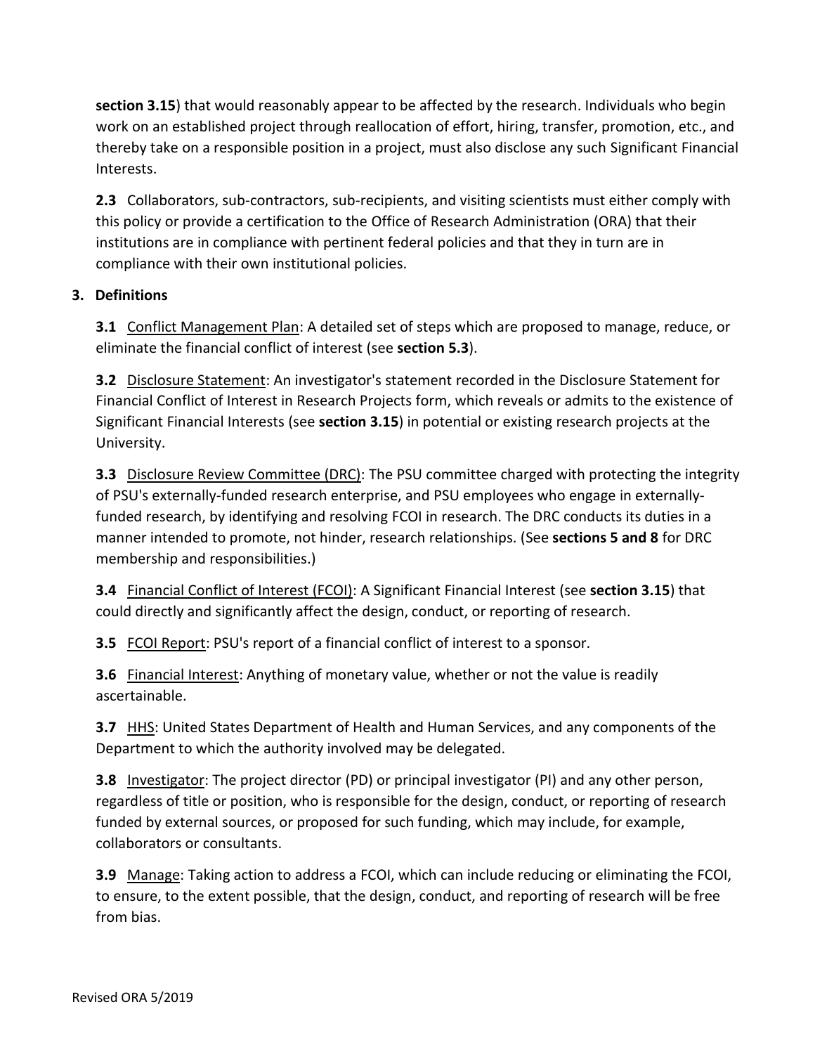**section 3.15**) that would reasonably appear to be affected by the research. Individuals who begin work on an established project through reallocation of effort, hiring, transfer, promotion, etc., and thereby take on a responsible position in a project, must also disclose any such Significant Financial Interests.

**2.3** Collaborators, sub-contractors, sub-recipients, and visiting scientists must either comply with this policy or provide a certification to the Office of Research Administration (ORA) that their institutions are in compliance with pertinent federal policies and that they in turn are in compliance with their own institutional policies.

## 3. Definitions

**3.1** Conflict Management Plan: A detailed set of steps which are proposed to manage, reduce, or eliminate the financial conflict of interest (see **section 5.3**).

**3.2** Disclosure Statement: An investigator's statement recorded in the Disclosure Statement for Financial Conflict of Interest in Research Projects form, which reveals or admits to the existence of Significant Financial Interests (see **section 3.15**) in potential or existing research projects at the University.

**3.3** Disclosure Review Committee (DRC): The PSU committee charged with protecting the integrity of PSU's externally-funded research enterprise, and PSU employees who engage in externally-funded research, by identifying and resolving FCOI in research. The DRC conducts its duties in a manner intended to promote, not hinder, research relationships. (See **sections 5 and 8** for DRC membership and responsibilities.)

**3.4** Financial Conflict of Interest (FCOI): A Significant Financial Interest (see **section 3.15**) that could directly and significantly affect the design, conduct, or reporting of research.

**3.5** FCOI Report: PSU's report of a financial conflict of interest to a sponsor.

**3.6** Financial Interest: Anything of monetary value, whether or not the value is readily ascertainable.

**3.7** HHS: United States Department of Health and Human Services, and any components of the Department to which the authority involved may be delegated.

**3.8** Investigator: The project director (PD) or principal investigator (PI) and any other person, regardless of title or position, who is responsible for the design, conduct, or reporting of research funded by external sources, or proposed for such funding, which may include, for example, collaborators or consultants.

**3.9** Manage: Taking action to address a FCOI, which can include reducing or eliminating the FCOI, to ensure, to the extent possible, that the design, conduct, and reporting of research will be free from bias.

Revised ORA 5/2019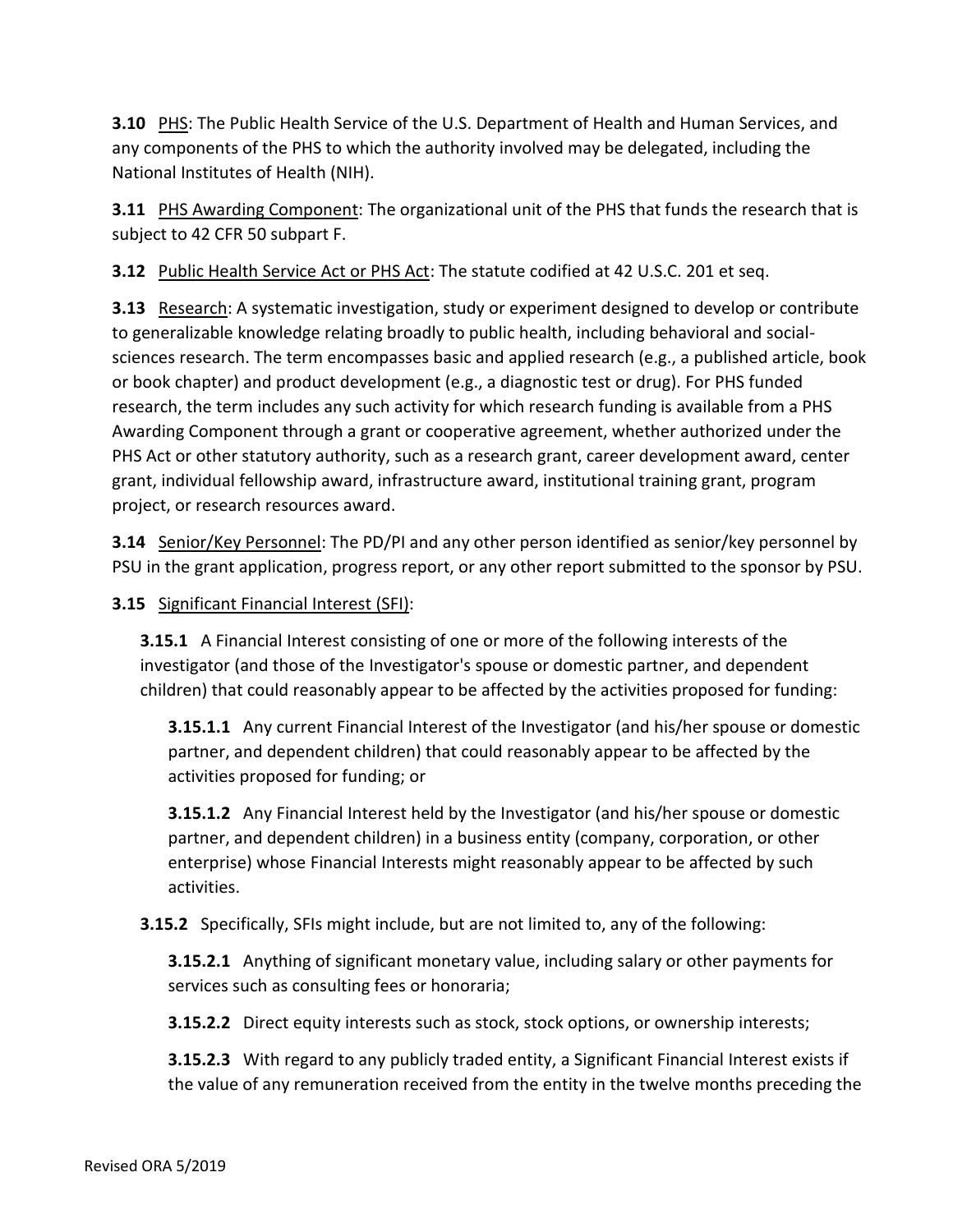**3.10** PHS: The Public Health Service of the U.S. Department of Health and Human Services, and any components of the PHS to which the authority involved may be delegated, including the National Institutes of Health (NIH).

**3.11** PHS Awarding Component: The organizational unit of the PHS that funds the research that is subject to 42 CFR 50 subpart F.

**3.12** Public Health Service Act or PHS Act: The statute codified at 42 U.S.C. 201 et seq.

**3.13** Research: A systematic investigation, study or experiment designed to develop or contribute to generalizable knowledge relating broadly to public health, including behavioral and social-sciences research. The term encompasses basic and applied research (e.g., a published article, book or book chapter) and product development (e.g., a diagnostic test or drug). For PHS funded research, the term includes any such activity for which research funding is available from a PHS Awarding Component through a grant or cooperative agreement, whether authorized under the PHS Act or other statutory authority, such as a research grant, career development award, center grant, individual fellowship award, infrastructure award, institutional training grant, program project, or research resources award.

**3.14** Senior/Key Personnel: The PD/PI and any other person identified as senior/key personnel by PSU in the grant application, progress report, or any other report submitted to the sponsor by PSU.

**3.15** Significant Financial Interest (SFI):

**3.15.1** A Financial Interest consisting of one or more of the following interests of the investigator (and those of the Investigator's spouse or domestic partner, and dependent children) that could reasonably appear to be affected by the activities proposed for funding:

**3.15.1.1** Any current Financial Interest of the Investigator (and his/her spouse or domestic partner, and dependent children) that could reasonably appear to be affected by the activities proposed for funding; or

**3.15.1.2** Any Financial Interest held by the Investigator (and his/her spouse or domestic partner, and dependent children) in a business entity (company, corporation, or other enterprise) whose Financial Interests might reasonably appear to be affected by such activities.

**3.15.2** Specifically, SFIs might include, but are not limited to, any of the following:

**3.15.2.1** Anything of significant monetary value, including salary or other payments for services such as consulting fees or honoraria;

**3.15.2.2** Direct equity interests such as stock, stock options, or ownership interests;

**3.15.2.3** With regard to any publicly traded entity, a Significant Financial Interest exists if the value of any remuneration received from the entity in the twelve months preceding the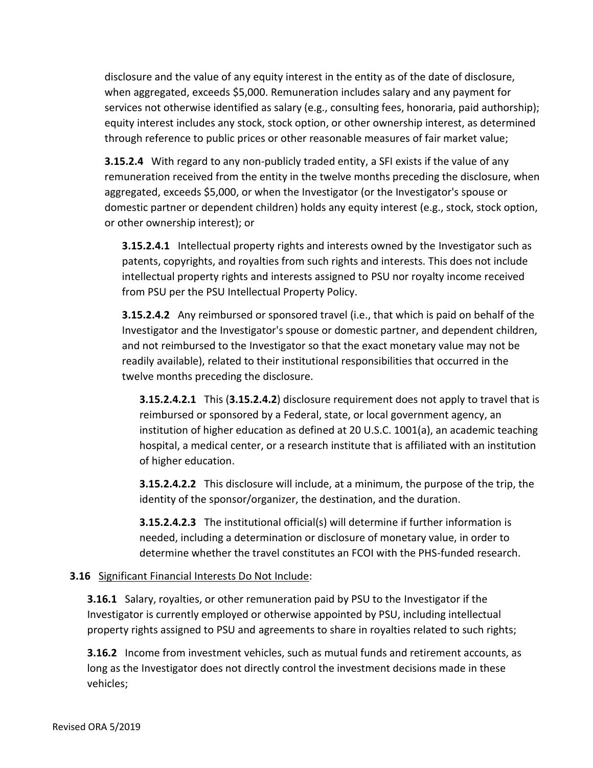disclosure and the value of any equity interest in the entity as of the date of disclosure, when aggregated, exceeds $5,000. Remuneration includes salary and any payment for services not otherwise identified as salary (e.g., consulting fees, honoraria, paid authorship); equity interest includes any stock, stock option, or other ownership interest, as determined through reference to public prices or other reasonable measures of fair market value;

**3.15.2.4** With regard to any non-publicly traded entity, a SFI exists if the value of any remuneration received from the entity in the twelve months preceding the disclosure, when aggregated, exceeds $5,000, or when the Investigator (or the Investigator's spouse or domestic partner or dependent children) holds any equity interest (e.g., stock, stock option, or other ownership interest); or

**3.15.2.4.1** Intellectual property rights and interests owned by the Investigator such as patents, copyrights, and royalties from such rights and interests. This does not include intellectual property rights and interests assigned to PSU nor royalty income received from PSU per the PSU Intellectual Property Policy.

**3.15.2.4.2** Any reimbursed or sponsored travel (i.e., that which is paid on behalf of the Investigator and the Investigator's spouse or domestic partner, and dependent children, and not reimbursed to the Investigator so that the exact monetary value may not be readily available), related to their institutional responsibilities that occurred in the twelve months preceding the disclosure.

**3.15.2.4.2.1** This (**3.15.2.4.2**) disclosure requirement does not apply to travel that is reimbursed or sponsored by a Federal, state, or local government agency, an institution of higher education as defined at 20 U.S.C. 1001(a), an academic teaching hospital, a medical center, or a research institute that is affiliated with an institution of higher education.

**3.15.2.4.2.2** This disclosure will include, at a minimum, the purpose of the trip, the identity of the sponsor/organizer, the destination, and the duration.

**3.15.2.4.2.3** The institutional official(s) will determine if further information is needed, including a determination or disclosure of monetary value, in order to determine whether the travel constitutes an FCOI with the PHS-funded research.

**3.16** Significant Financial Interests Do Not Include:

**3.16.1** Salary, royalties, or other remuneration paid by PSU to the Investigator if the Investigator is currently employed or otherwise appointed by PSU, including intellectual property rights assigned to PSU and agreements to share in royalties related to such rights;

**3.16.2** Income from investment vehicles, such as mutual funds and retirement accounts, as long as the Investigator does not directly control the investment decisions made in these vehicles;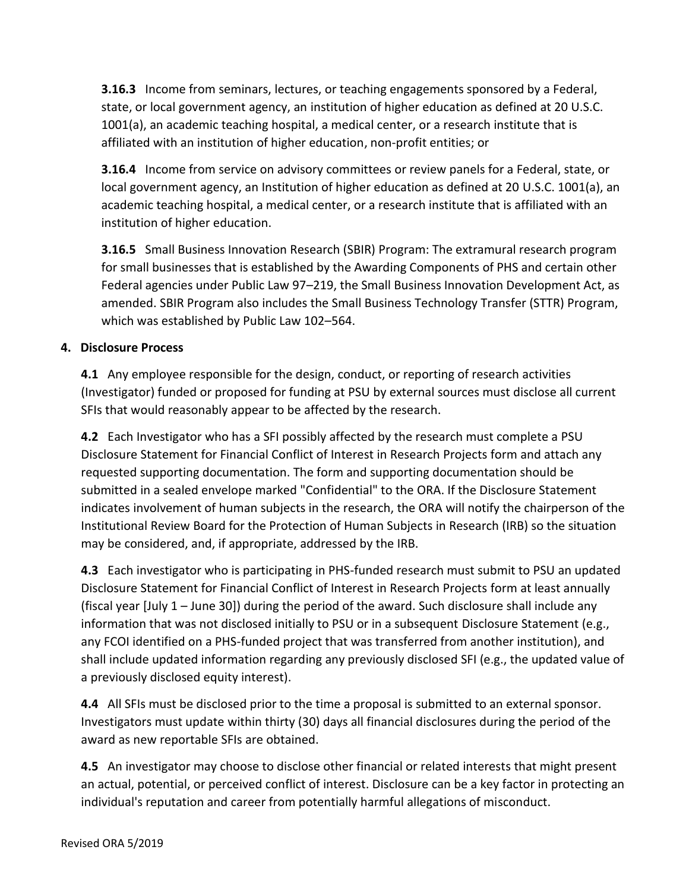**3.16.3** Income from seminars, lectures, or teaching engagements sponsored by a Federal, state, or local government agency, an institution of higher education as defined at 20 U.S.C. 1001(a), an academic teaching hospital, a medical center, or a research institute that is affiliated with an institution of higher education, non-profit entities; or

**3.16.4** Income from service on advisory committees or review panels for a Federal, state, or local government agency, an Institution of higher education as defined at 20 U.S.C. 1001(a), an academic teaching hospital, a medical center, or a research institute that is affiliated with an institution of higher education.

**3.16.5** Small Business Innovation Research (SBIR) Program: The extramural research program for small businesses that is established by the Awarding Components of PHS and certain other Federal agencies under Public Law 97–219, the Small Business Innovation Development Act, as amended. SBIR Program also includes the Small Business Technology Transfer (STTR) Program, which was established by Public Law 102–564.

## 4. Disclosure Process

**4.1** Any employee responsible for the design, conduct, or reporting of research activities (Investigator) funded or proposed for funding at PSU by external sources must disclose all current SFIs that would reasonably appear to be affected by the research.

**4.2** Each Investigator who has a SFI possibly affected by the research must complete a PSU Disclosure Statement for Financial Conflict of Interest in Research Projects form and attach any requested supporting documentation. The form and supporting documentation should be submitted in a sealed envelope marked "Confidential" to the ORA. If the Disclosure Statement indicates involvement of human subjects in the research, the ORA will notify the chairperson of the Institutional Review Board for the Protection of Human Subjects in Research (IRB) so the situation may be considered, and, if appropriate, addressed by the IRB.

**4.3** Each investigator who is participating in PHS-funded research must submit to PSU an updated Disclosure Statement for Financial Conflict of Interest in Research Projects form at least annually (fiscal year [July 1 – June 30]) during the period of the award. Such disclosure shall include any information that was not disclosed initially to PSU or in a subsequent Disclosure Statement (e.g., any FCOI identified on a PHS-funded project that was transferred from another institution), and shall include updated information regarding any previously disclosed SFI (e.g., the updated value of a previously disclosed equity interest).

**4.4** All SFIs must be disclosed prior to the time a proposal is submitted to an external sponsor. Investigators must update within thirty (30) days all financial disclosures during the period of the award as new reportable SFIs are obtained.

**4.5** An investigator may choose to disclose other financial or related interests that might present an actual, potential, or perceived conflict of interest. Disclosure can be a key factor in protecting an individual's reputation and career from potentially harmful allegations of misconduct.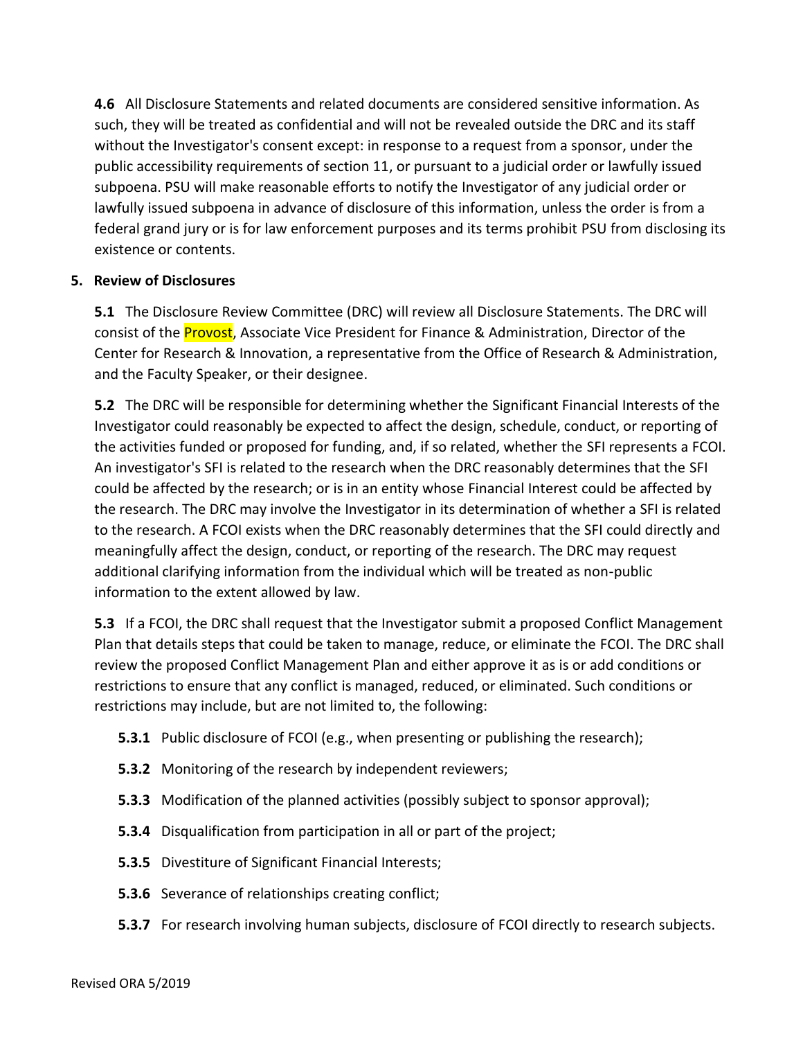**4.6** All Disclosure Statements and related documents are considered sensitive information. As such, they will be treated as confidential and will not be revealed outside the DRC and its staff without the Investigator's consent except: in response to a request from a sponsor, under the public accessibility requirements of section 11, or pursuant to a judicial order or lawfully issued subpoena. PSU will make reasonable efforts to notify the Investigator of any judicial order or lawfully issued subpoena in advance of disclosure of this information, unless the order is from a federal grand jury or is for law enforcement purposes and its terms prohibit PSU from disclosing its existence or contents.

## 5. Review of Disclosures

**5.1** The Disclosure Review Committee (DRC) will review all Disclosure Statements. The DRC will consist of the Provost, Associate Vice President for Finance & Administration, Director of the Center for Research & Innovation, a representative from the Office of Research & Administration, and the Faculty Speaker, or their designee.

**5.2** The DRC will be responsible for determining whether the Significant Financial Interests of the Investigator could reasonably be expected to affect the design, schedule, conduct, or reporting of the activities funded or proposed for funding, and, if so related, whether the SFI represents a FCOI. An investigator's SFI is related to the research when the DRC reasonably determines that the SFI could be affected by the research; or is in an entity whose Financial Interest could be affected by the research. The DRC may involve the Investigator in its determination of whether a SFI is related to the research. A FCOI exists when the DRC reasonably determines that the SFI could directly and meaningfully affect the design, conduct, or reporting of the research. The DRC may request additional clarifying information from the individual which will be treated as non-public information to the extent allowed by law.

**5.3** If a FCOI, the DRC shall request that the Investigator submit a proposed Conflict Management Plan that details steps that could be taken to manage, reduce, or eliminate the FCOI. The DRC shall review the proposed Conflict Management Plan and either approve it as is or add conditions or restrictions to ensure that any conflict is managed, reduced, or eliminated. Such conditions or restrictions may include, but are not limited to, the following:

- **5.3.1** Public disclosure of FCOI (e.g., when presenting or publishing the research);
- **5.3.2** Monitoring of the research by independent reviewers;
- **5.3.3** Modification of the planned activities (possibly subject to sponsor approval);
- **5.3.4** Disqualification from participation in all or part of the project;
- **5.3.5** Divestiture of Significant Financial Interests;
- **5.3.6** Severance of relationships creating conflict;
- **5.3.7** For research involving human subjects, disclosure of FCOI directly to research subjects.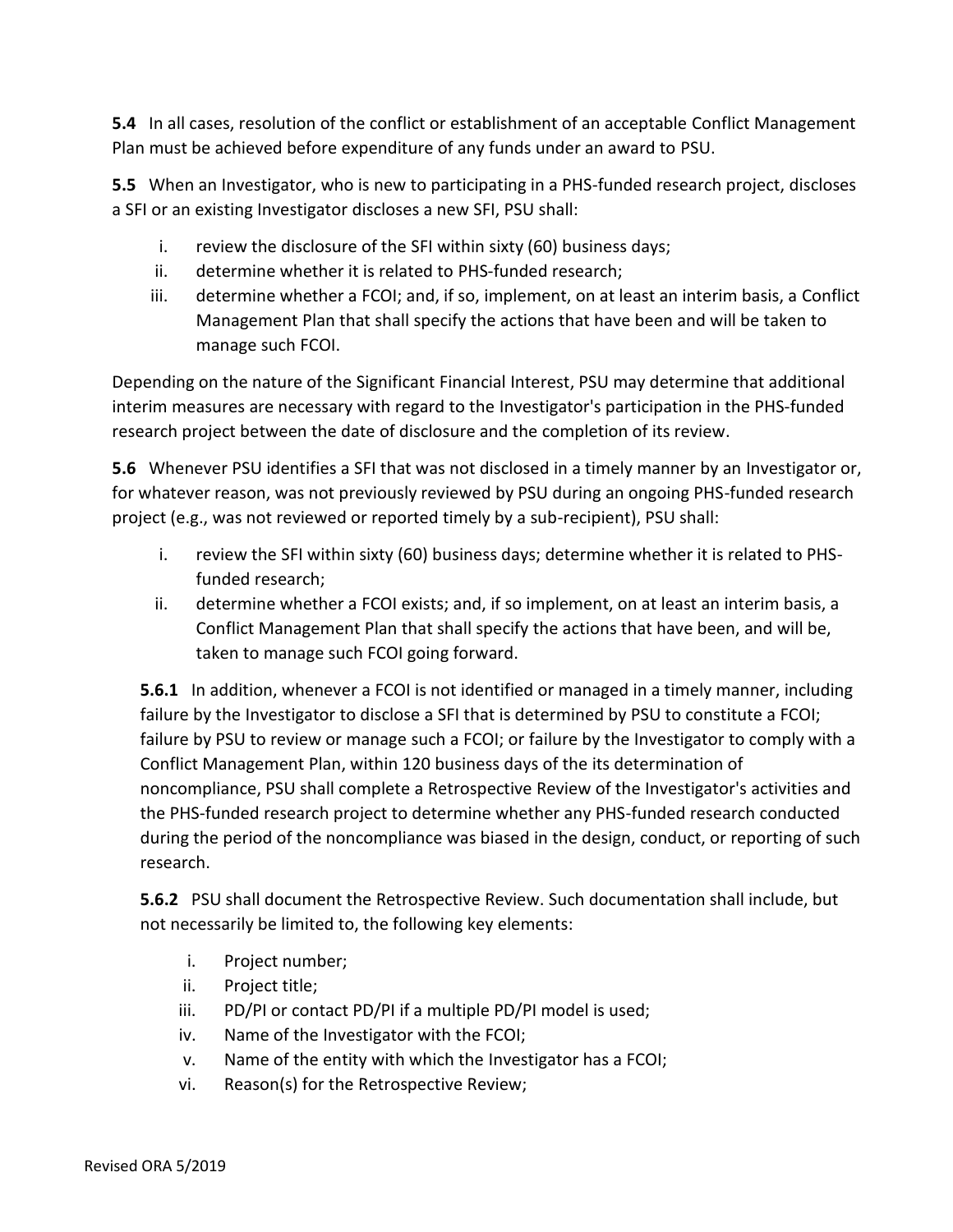**5.4** In all cases, resolution of the conflict or establishment of an acceptable Conflict Management Plan must be achieved before expenditure of any funds under an award to PSU.

**5.5** When an Investigator, who is new to participating in a PHS-funded research project, discloses a SFI or an existing Investigator discloses a new SFI, PSU shall:

i. review the disclosure of the SFI within sixty (60) business days;
ii. determine whether it is related to PHS-funded research;
iii. determine whether a FCOI; and, if so, implement, on at least an interim basis, a Conflict Management Plan that shall specify the actions that have been and will be taken to manage such FCOI.

Depending on the nature of the Significant Financial Interest, PSU may determine that additional interim measures are necessary with regard to the Investigator's participation in the PHS-funded research project between the date of disclosure and the completion of its review.

**5.6** Whenever PSU identifies a SFI that was not disclosed in a timely manner by an Investigator or, for whatever reason, was not previously reviewed by PSU during an ongoing PHS-funded research project (e.g., was not reviewed or reported timely by a sub-recipient), PSU shall:

i. review the SFI within sixty (60) business days; determine whether it is related to PHS-funded research;
ii. determine whether a FCOI exists; and, if so implement, on at least an interim basis, a Conflict Management Plan that shall specify the actions that have been, and will be, taken to manage such FCOI going forward.

**5.6.1** In addition, whenever a FCOI is not identified or managed in a timely manner, including failure by the Investigator to disclose a SFI that is determined by PSU to constitute a FCOI; failure by PSU to review or manage such a FCOI; or failure by the Investigator to comply with a Conflict Management Plan, within 120 business days of the its determination of noncompliance, PSU shall complete a Retrospective Review of the Investigator's activities and the PHS-funded research project to determine whether any PHS-funded research conducted during the period of the noncompliance was biased in the design, conduct, or reporting of such research.

**5.6.2** PSU shall document the Retrospective Review. Such documentation shall include, but not necessarily be limited to, the following key elements:

i. Project number;
ii. Project title;
iii. PD/PI or contact PD/PI if a multiple PD/PI model is used;
iv. Name of the Investigator with the FCOI;
v. Name of the entity with which the Investigator has a FCOI;
vi. Reason(s) for the Retrospective Review;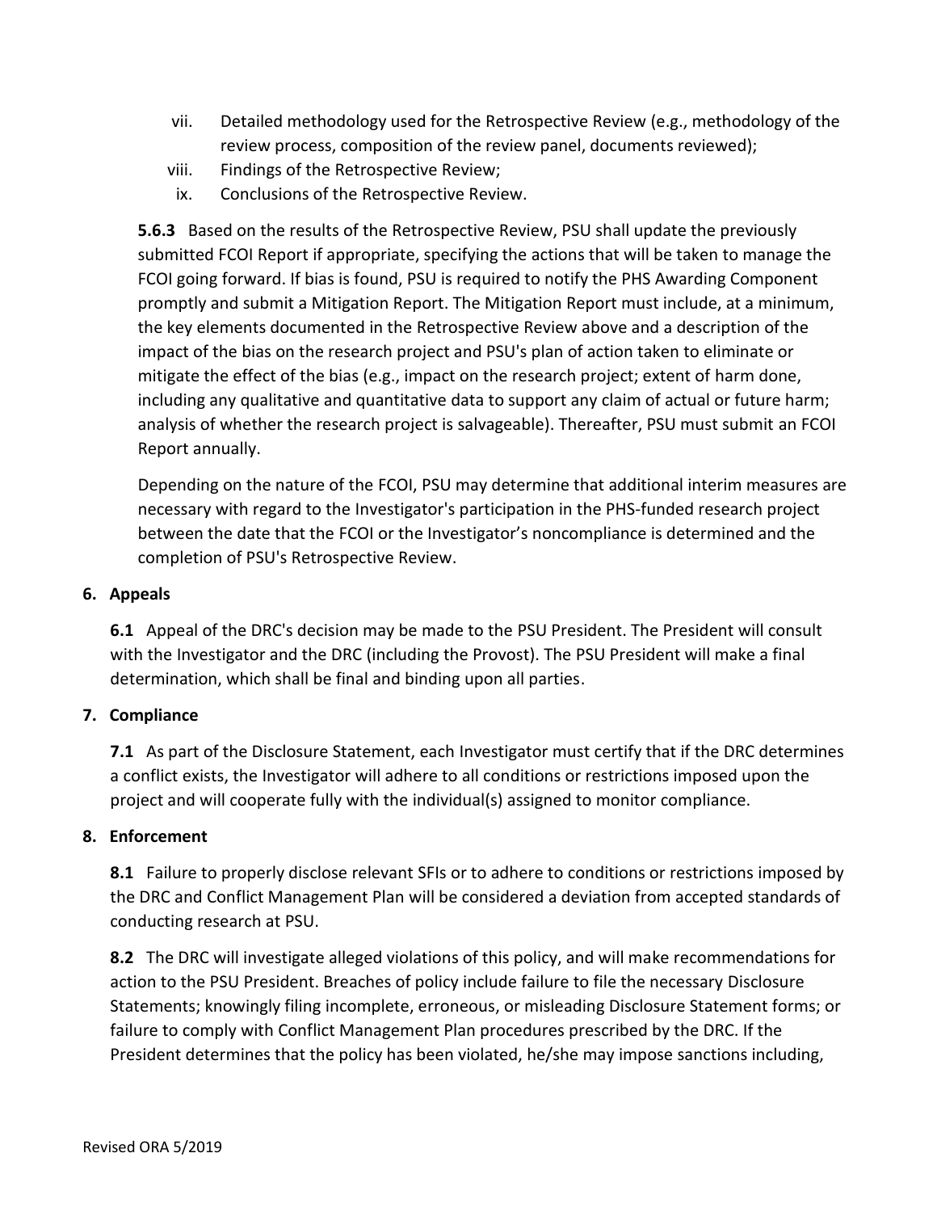vii. Detailed methodology used for the Retrospective Review (e.g., methodology of the review process, composition of the review panel, documents reviewed);

viii. Findings of the Retrospective Review;

ix. Conclusions of the Retrospective Review.

**5.6.3** Based on the results of the Retrospective Review, PSU shall update the previously submitted FCOI Report if appropriate, specifying the actions that will be taken to manage the FCOI going forward. If bias is found, PSU is required to notify the PHS Awarding Component promptly and submit a Mitigation Report. The Mitigation Report must include, at a minimum, the key elements documented in the Retrospective Review above and a description of the impact of the bias on the research project and PSU's plan of action taken to eliminate or mitigate the effect of the bias (e.g., impact on the research project; extent of harm done, including any qualitative and quantitative data to support any claim of actual or future harm; analysis of whether the research project is salvageable). Thereafter, PSU must submit an FCOI Report annually.

Depending on the nature of the FCOI, PSU may determine that additional interim measures are necessary with regard to the Investigator's participation in the PHS-funded research project between the date that the FCOI or the Investigator's noncompliance is determined and the completion of PSU's Retrospective Review.

## 6. Appeals

**6.1** Appeal of the DRC's decision may be made to the PSU President. The President will consult with the Investigator and the DRC (including the Provost). The PSU President will make a final determination, which shall be final and binding upon all parties.

## 7. Compliance

**7.1** As part of the Disclosure Statement, each Investigator must certify that if the DRC determines a conflict exists, the Investigator will adhere to all conditions or restrictions imposed upon the project and will cooperate fully with the individual(s) assigned to monitor compliance.

## 8. Enforcement

**8.1** Failure to properly disclose relevant SFIs or to adhere to conditions or restrictions imposed by the DRC and Conflict Management Plan will be considered a deviation from accepted standards of conducting research at PSU.

**8.2** The DRC will investigate alleged violations of this policy, and will make recommendations for action to the PSU President. Breaches of policy include failure to file the necessary Disclosure Statements; knowingly filing incomplete, erroneous, or misleading Disclosure Statement forms; or failure to comply with Conflict Management Plan procedures prescribed by the DRC. If the President determines that the policy has been violated, he/she may impose sanctions including,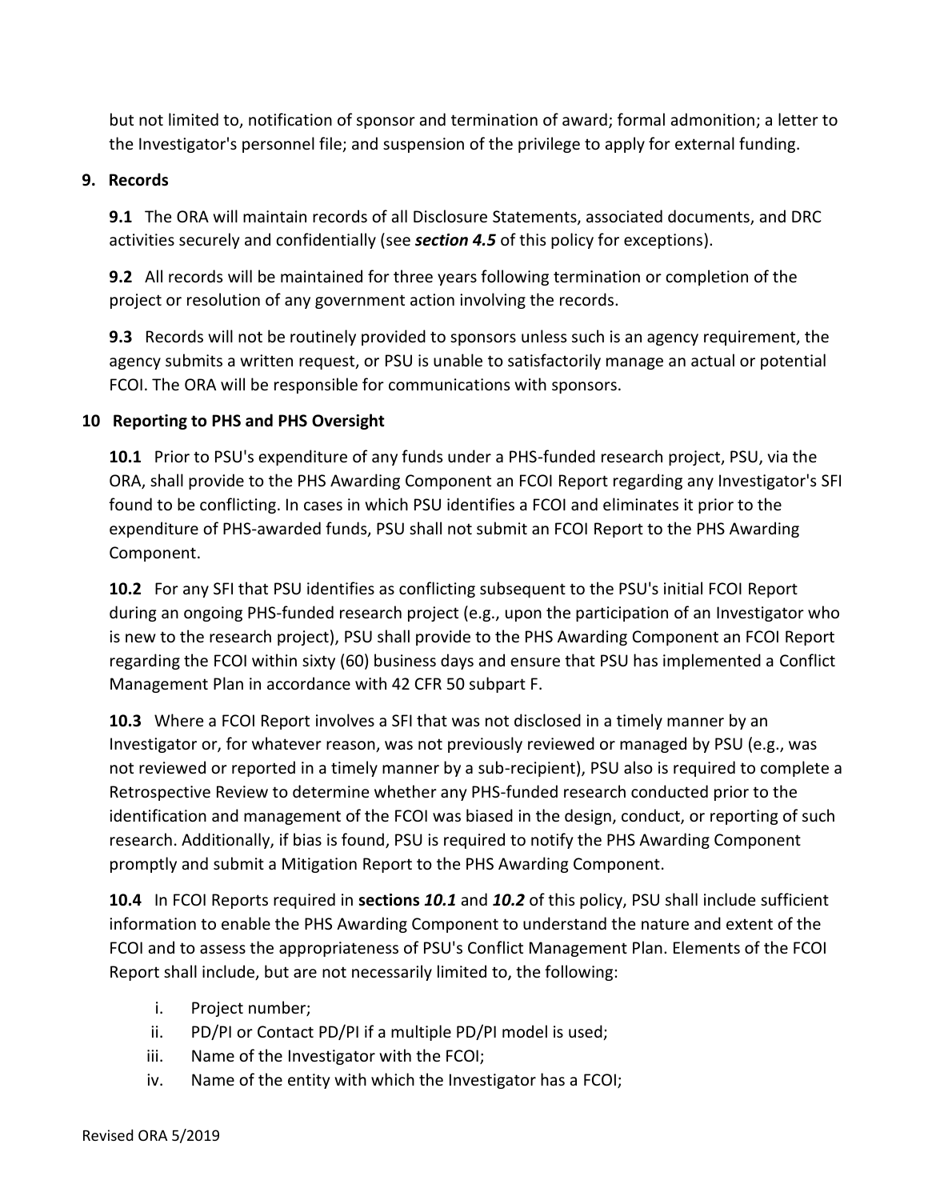but not limited to, notification of sponsor and termination of award; formal admonition; a letter to the Investigator's personnel file; and suspension of the privilege to apply for external funding.

## 9. Records

**9.1** The ORA will maintain records of all Disclosure Statements, associated documents, and DRC activities securely and confidentially (see ***section 4.5*** of this policy for exceptions).

**9.2** All records will be maintained for three years following termination or completion of the project or resolution of any government action involving the records.

**9.3** Records will not be routinely provided to sponsors unless such is an agency requirement, the agency submits a written request, or PSU is unable to satisfactorily manage an actual or potential FCOI. The ORA will be responsible for communications with sponsors.

## 10 Reporting to PHS and PHS Oversight

**10.1** Prior to PSU's expenditure of any funds under a PHS-funded research project, PSU, via the ORA, shall provide to the PHS Awarding Component an FCOI Report regarding any Investigator's SFI found to be conflicting. In cases in which PSU identifies a FCOI and eliminates it prior to the expenditure of PHS-awarded funds, PSU shall not submit an FCOI Report to the PHS Awarding Component.

**10.2** For any SFI that PSU identifies as conflicting subsequent to the PSU's initial FCOI Report during an ongoing PHS-funded research project (e.g., upon the participation of an Investigator who is new to the research project), PSU shall provide to the PHS Awarding Component an FCOI Report regarding the FCOI within sixty (60) business days and ensure that PSU has implemented a Conflict Management Plan in accordance with 42 CFR 50 subpart F.

**10.3** Where a FCOI Report involves a SFI that was not disclosed in a timely manner by an Investigator or, for whatever reason, was not previously reviewed or managed by PSU (e.g., was not reviewed or reported in a timely manner by a sub-recipient), PSU also is required to complete a Retrospective Review to determine whether any PHS-funded research conducted prior to the identification and management of the FCOI was biased in the design, conduct, or reporting of such research. Additionally, if bias is found, PSU is required to notify the PHS Awarding Component promptly and submit a Mitigation Report to the PHS Awarding Component.

**10.4** In FCOI Reports required in **sections *10.1*** and ***10.2*** of this policy, PSU shall include sufficient information to enable the PHS Awarding Component to understand the nature and extent of the FCOI and to assess the appropriateness of PSU's Conflict Management Plan. Elements of the FCOI Report shall include, but are not necessarily limited to, the following:

i. Project number;
ii. PD/PI or Contact PD/PI if a multiple PD/PI model is used;
iii. Name of the Investigator with the FCOI;
iv. Name of the entity with which the Investigator has a FCOI;

Revised ORA 5/2019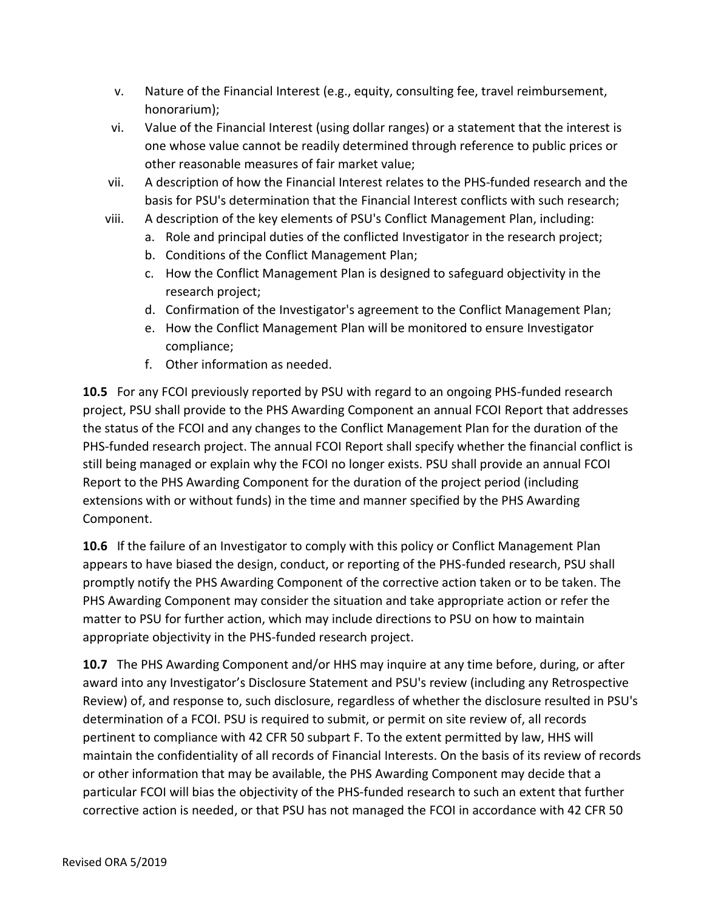v. Nature of the Financial Interest (e.g., equity, consulting fee, travel reimbursement, honorarium);

vi. Value of the Financial Interest (using dollar ranges) or a statement that the interest is one whose value cannot be readily determined through reference to public prices or other reasonable measures of fair market value;

vii. A description of how the Financial Interest relates to the PHS-funded research and the basis for PSU's determination that the Financial Interest conflicts with such research;

viii. A description of the key elements of PSU's Conflict Management Plan, including:

   a. Role and principal duties of the conflicted Investigator in the research project;
   b. Conditions of the Conflict Management Plan;
   c. How the Conflict Management Plan is designed to safeguard objectivity in the research project;
   d. Confirmation of the Investigator's agreement to the Conflict Management Plan;
   e. How the Conflict Management Plan will be monitored to ensure Investigator compliance;
   f. Other information as needed.

**10.5** For any FCOI previously reported by PSU with regard to an ongoing PHS-funded research project, PSU shall provide to the PHS Awarding Component an annual FCOI Report that addresses the status of the FCOI and any changes to the Conflict Management Plan for the duration of the PHS-funded research project. The annual FCOI Report shall specify whether the financial conflict is still being managed or explain why the FCOI no longer exists. PSU shall provide an annual FCOI Report to the PHS Awarding Component for the duration of the project period (including extensions with or without funds) in the time and manner specified by the PHS Awarding Component.

**10.6** If the failure of an Investigator to comply with this policy or Conflict Management Plan appears to have biased the design, conduct, or reporting of the PHS-funded research, PSU shall promptly notify the PHS Awarding Component of the corrective action taken or to be taken. The PHS Awarding Component may consider the situation and take appropriate action or refer the matter to PSU for further action, which may include directions to PSU on how to maintain appropriate objectivity in the PHS-funded research project.

**10.7** The PHS Awarding Component and/or HHS may inquire at any time before, during, or after award into any Investigator's Disclosure Statement and PSU's review (including any Retrospective Review) of, and response to, such disclosure, regardless of whether the disclosure resulted in PSU's determination of a FCOI. PSU is required to submit, or permit on site review of, all records pertinent to compliance with 42 CFR 50 subpart F. To the extent permitted by law, HHS will maintain the confidentiality of all records of Financial Interests. On the basis of its review of records or other information that may be available, the PHS Awarding Component may decide that a particular FCOI will bias the objectivity of the PHS-funded research to such an extent that further corrective action is needed, or that PSU has not managed the FCOI in accordance with 42 CFR 50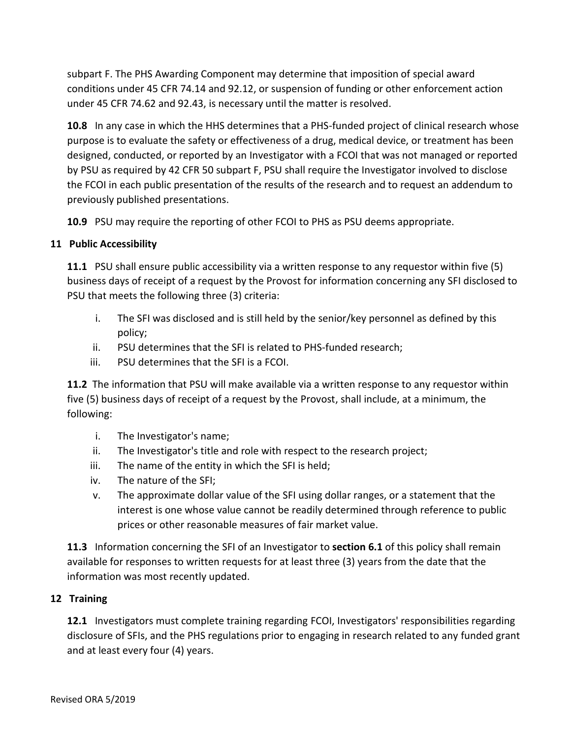subpart F. The PHS Awarding Component may determine that imposition of special award conditions under 45 CFR 74.14 and 92.12, or suspension of funding or other enforcement action under 45 CFR 74.62 and 92.43, is necessary until the matter is resolved.

**10.8** In any case in which the HHS determines that a PHS-funded project of clinical research whose purpose is to evaluate the safety or effectiveness of a drug, medical device, or treatment has been designed, conducted, or reported by an Investigator with a FCOI that was not managed or reported by PSU as required by 42 CFR 50 subpart F, PSU shall require the Investigator involved to disclose the FCOI in each public presentation of the results of the research and to request an addendum to previously published presentations.

**10.9** PSU may require the reporting of other FCOI to PHS as PSU deems appropriate.

## 11 Public Accessibility

**11.1** PSU shall ensure public accessibility via a written response to any requestor within five (5) business days of receipt of a request by the Provost for information concerning any SFI disclosed to PSU that meets the following three (3) criteria:

i. The SFI was disclosed and is still held by the senior/key personnel as defined by this policy;
ii. PSU determines that the SFI is related to PHS-funded research;
iii. PSU determines that the SFI is a FCOI.

**11.2** The information that PSU will make available via a written response to any requestor within five (5) business days of receipt of a request by the Provost, shall include, at a minimum, the following:

i. The Investigator's name;
ii. The Investigator's title and role with respect to the research project;
iii. The name of the entity in which the SFI is held;
iv. The nature of the SFI;
v. The approximate dollar value of the SFI using dollar ranges, or a statement that the interest is one whose value cannot be readily determined through reference to public prices or other reasonable measures of fair market value.

**11.3** Information concerning the SFI of an Investigator to **section 6.1** of this policy shall remain available for responses to written requests for at least three (3) years from the date that the information was most recently updated.

## 12 Training

**12.1** Investigators must complete training regarding FCOI, Investigators' responsibilities regarding disclosure of SFIs, and the PHS regulations prior to engaging in research related to any funded grant and at least every four (4) years.

Revised ORA 5/2019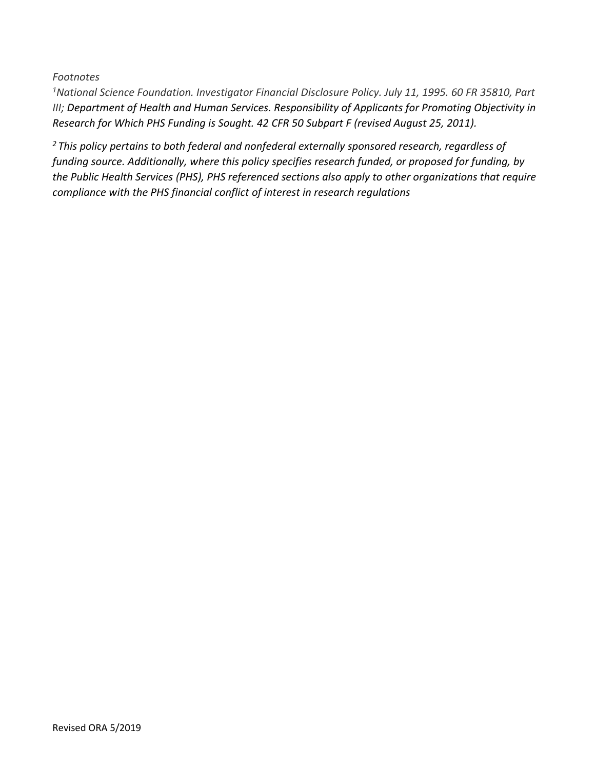*Footnotes*

*[1]National Science Foundation. Investigator Financial Disclosure Policy. July 11, 1995. 60 FR 35810, Part III; Department of Health and Human Services. Responsibility of Applicants for Promoting Objectivity in Research for Which PHS Funding is Sought. 42 CFR 50 Subpart F (revised August 25, 2011).*

*[2] This policy pertains to both federal and nonfederal externally sponsored research, regardless of funding source. Additionally, where this policy specifies research funded, or proposed for funding, by the Public Health Services (PHS), PHS referenced sections also apply to other organizations that require compliance with the PHS financial conflict of interest in research regulations*

Revised ORA 5/2019